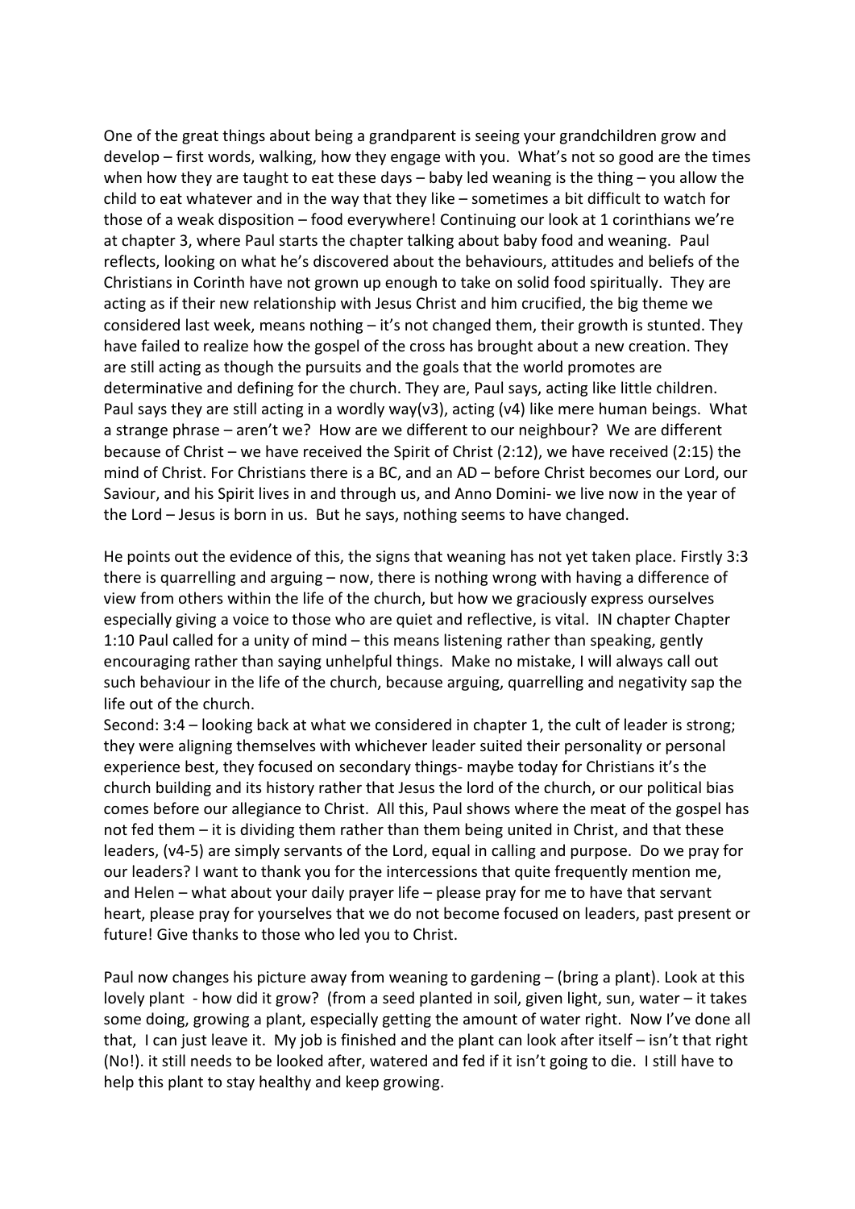One of the great things about being a grandparent is seeing your grandchildren grow and develop – first words, walking, how they engage with you. What's not so good are the times when how they are taught to eat these days – baby led weaning is the thing – you allow the child to eat whatever and in the way that they like – sometimes a bit difficult to watch for those of a weak disposition – food everywhere! Continuing our look at 1 corinthians we're at chapter 3, where Paul starts the chapter talking about baby food and weaning. Paul reflects, looking on what he's discovered about the behaviours, attitudes and beliefs of the Christians in Corinth have not grown up enough to take on solid food spiritually. They are acting as if their new relationship with Jesus Christ and him crucified, the big theme we considered last week, means nothing – it's not changed them, their growth is stunted. They have failed to realize how the gospel of the cross has brought about a new creation. They are still acting as though the pursuits and the goals that the world promotes are determinative and defining for the church. They are, Paul says, acting like little children. Paul says they are still acting in a wordly way(v3), acting (v4) like mere human beings. What a strange phrase – aren't we? How are we different to our neighbour? We are different because of Christ – we have received the Spirit of Christ (2:12), we have received (2:15) the mind of Christ. For Christians there is a BC, and an AD – before Christ becomes our Lord, our Saviour, and his Spirit lives in and through us, and Anno Domini- we live now in the year of the Lord – Jesus is born in us. But he says, nothing seems to have changed.

He points out the evidence of this, the signs that weaning has not yet taken place. Firstly 3:3 there is quarrelling and arguing – now, there is nothing wrong with having a difference of view from others within the life of the church, but how we graciously express ourselves especially giving a voice to those who are quiet and reflective, is vital. IN chapter Chapter 1:10 Paul called for a unity of mind – this means listening rather than speaking, gently encouraging rather than saying unhelpful things. Make no mistake, I will always call out such behaviour in the life of the church, because arguing, quarrelling and negativity sap the life out of the church.

Second: 3:4 – looking back at what we considered in chapter 1, the cult of leader is strong; they were aligning themselves with whichever leader suited their personality or personal experience best, they focused on secondary things- maybe today for Christians it's the church building and its history rather that Jesus the lord of the church, or our political bias comes before our allegiance to Christ. All this, Paul shows where the meat of the gospel has not fed them – it is dividing them rather than them being united in Christ, and that these leaders, (v4-5) are simply servants of the Lord, equal in calling and purpose. Do we pray for our leaders? I want to thank you for the intercessions that quite frequently mention me, and Helen – what about your daily prayer life – please pray for me to have that servant heart, please pray for yourselves that we do not become focused on leaders, past present or future! Give thanks to those who led you to Christ.

Paul now changes his picture away from weaning to gardening – (bring a plant). Look at this lovely plant - how did it grow? (from a seed planted in soil, given light, sun, water – it takes some doing, growing a plant, especially getting the amount of water right. Now I've done all that, I can just leave it. My job is finished and the plant can look after itself – isn't that right (No!). it still needs to be looked after, watered and fed if it isn't going to die. I still have to help this plant to stay healthy and keep growing.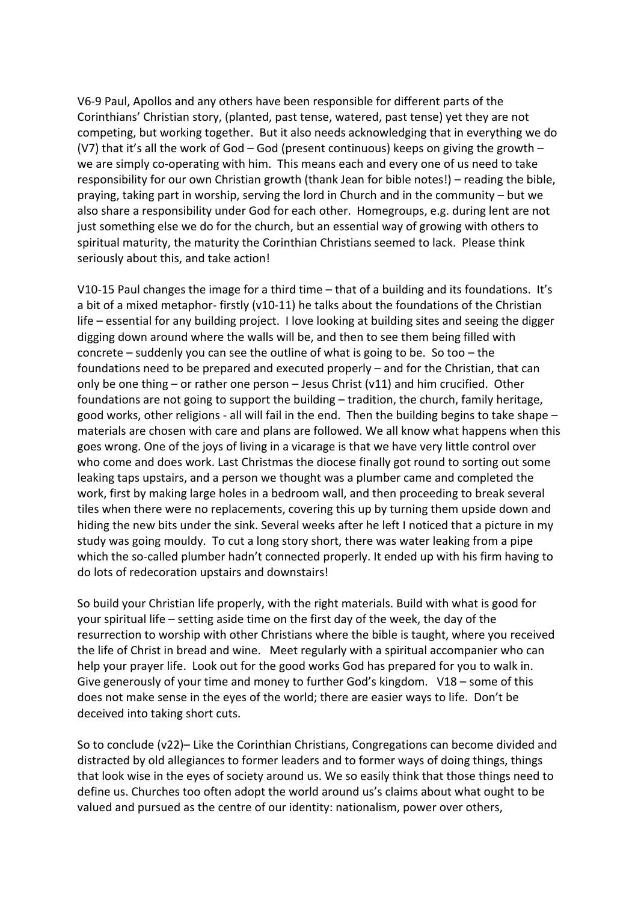V6-9 Paul, Apollos and any others have been responsible for different parts of the Corinthians' Christian story, (planted, past tense, watered, past tense) yet they are not competing, but working together. But it also needs acknowledging that in everything we do (V7) that it's all the work of God – God (present continuous) keeps on giving the growth – we are simply co-operating with him. This means each and every one of us need to take responsibility for our own Christian growth (thank Jean for bible notes!) – reading the bible, praying, taking part in worship, serving the lord in Church and in the community – but we also share a responsibility under God for each other. Homegroups, e.g. during lent are not just something else we do for the church, but an essential way of growing with others to spiritual maturity, the maturity the Corinthian Christians seemed to lack. Please think seriously about this, and take action!

V10-15 Paul changes the image for a third time – that of a building and its foundations. It's a bit of a mixed metaphor- firstly (v10-11) he talks about the foundations of the Christian life – essential for any building project. I love looking at building sites and seeing the digger digging down around where the walls will be, and then to see them being filled with concrete – suddenly you can see the outline of what is going to be. So too – the foundations need to be prepared and executed properly – and for the Christian, that can only be one thing – or rather one person – Jesus Christ (v11) and him crucified. Other foundations are not going to support the building – tradition, the church, family heritage, good works, other religions - all will fail in the end. Then the building begins to take shape – materials are chosen with care and plans are followed. We all know what happens when this goes wrong. One of the joys of living in a vicarage is that we have very little control over who come and does work. Last Christmas the diocese finally got round to sorting out some leaking taps upstairs, and a person we thought was a plumber came and completed the work, first by making large holes in a bedroom wall, and then proceeding to break several tiles when there were no replacements, covering this up by turning them upside down and hiding the new bits under the sink. Several weeks after he left I noticed that a picture in my study was going mouldy. To cut a long story short, there was water leaking from a pipe which the so-called plumber hadn't connected properly. It ended up with his firm having to do lots of redecoration upstairs and downstairs!

So build your Christian life properly, with the right materials. Build with what is good for your spiritual life – setting aside time on the first day of the week, the day of the resurrection to worship with other Christians where the bible is taught, where you received the life of Christ in bread and wine. Meet regularly with a spiritual accompanier who can help your prayer life. Look out for the good works God has prepared for you to walk in. Give generously of your time and money to further God's kingdom. V18 – some of this does not make sense in the eyes of the world; there are easier ways to life. Don't be deceived into taking short cuts.

So to conclude (v22)– Like the Corinthian Christians, Congregations can become divided and distracted by old allegiances to former leaders and to former ways of doing things, things that look wise in the eyes of society around us. We so easily think that those things need to define us. Churches too often adopt the world around us's claims about what ought to be valued and pursued as the centre of our identity: nationalism, power over others,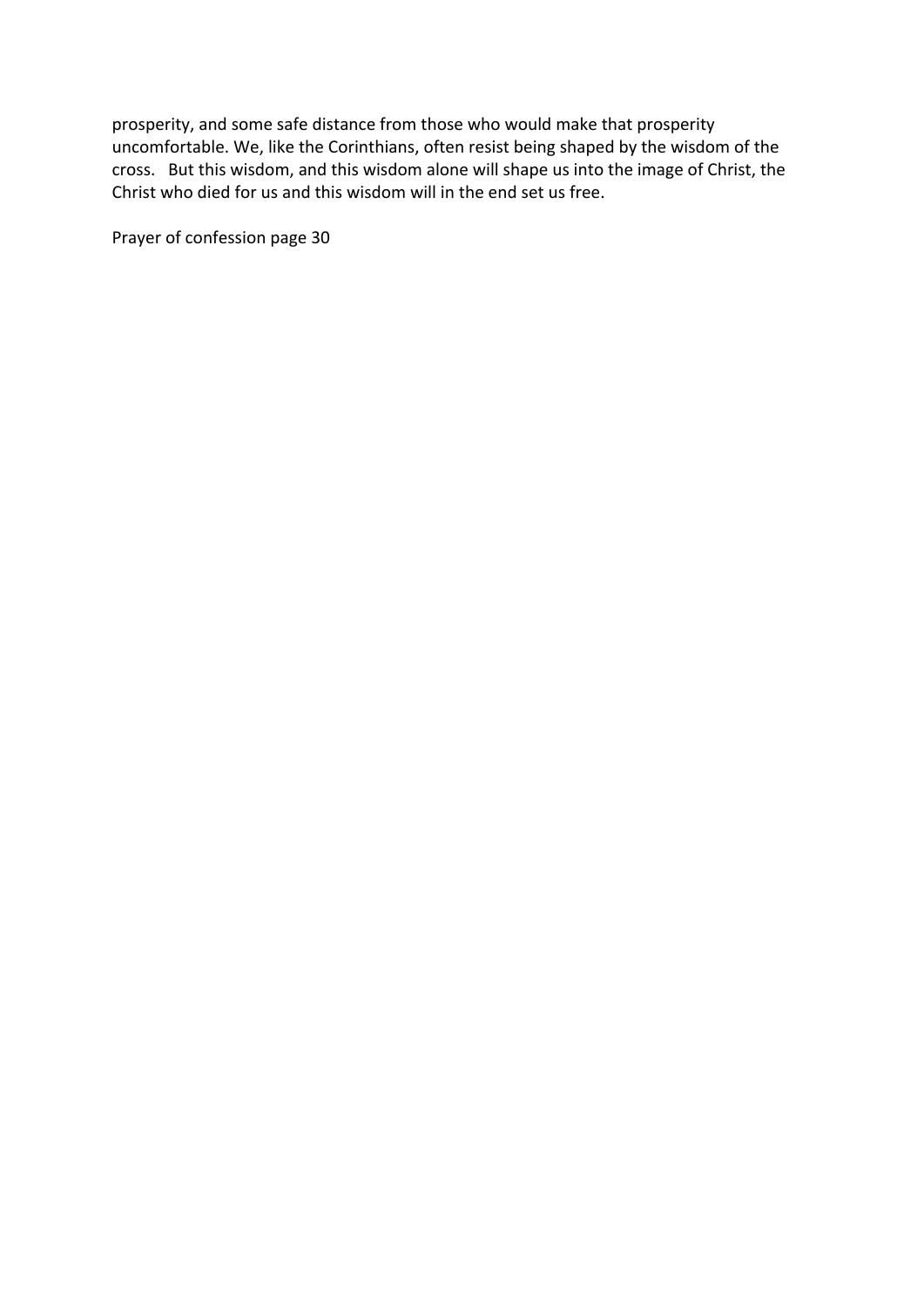prosperity, and some safe distance from those who would make that prosperity uncomfortable. We, like the Corinthians, often resist being shaped by the wisdom of the cross. But this wisdom, and this wisdom alone will shape us into the image of Christ, the Christ who died for us and this wisdom will in the end set us free.

Prayer of confession page 30